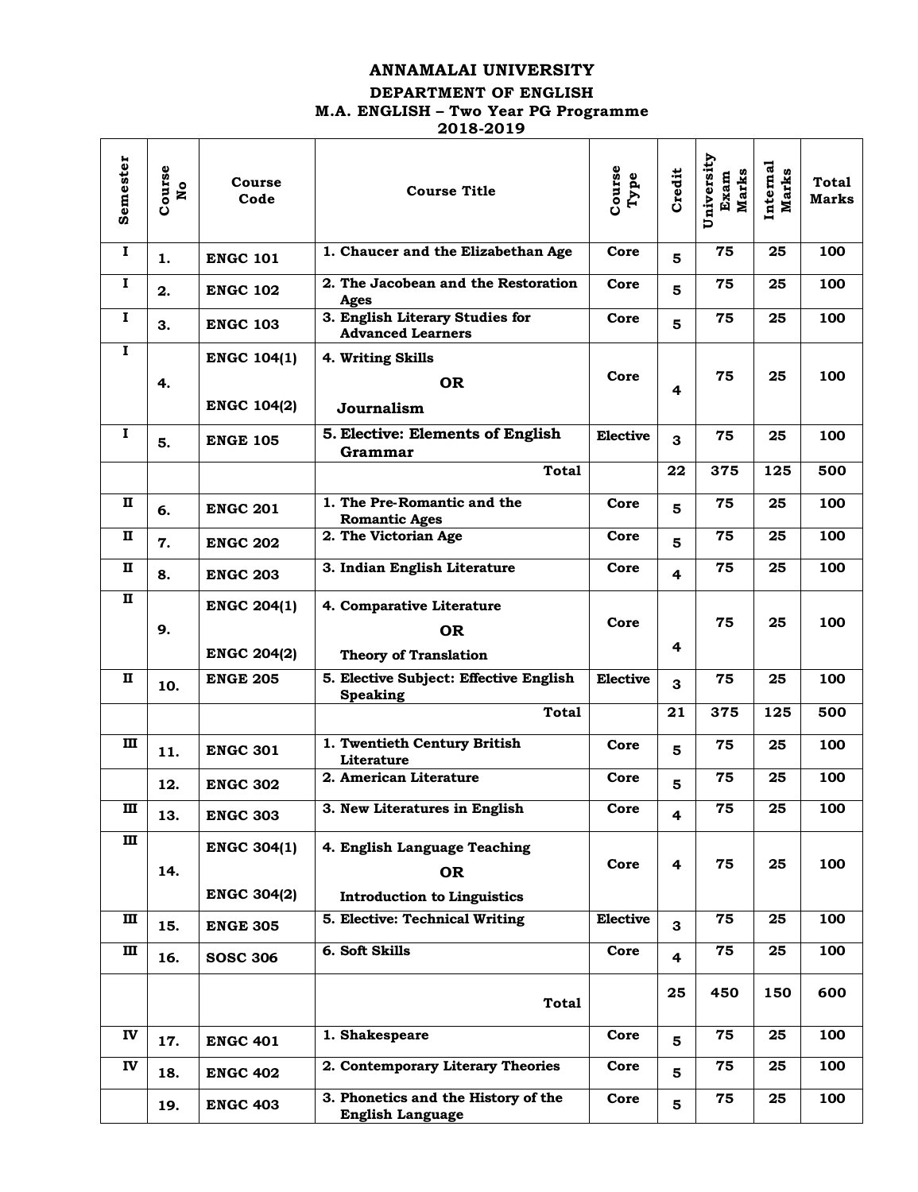# ANNAMALAI UNIVERSITY

## DEPARTMENT OF ENGLISH

## M.A. ENGLISH – Two Year PG Programme

## 2018-2019

| Semester | Course No | Course Code | Course Title | Course Type | Credit | University Exam Marks | Internal Marks | Total Marks |
|---|---|---|---|---|---|---|---|---|
| I | 1. | ENGC 101 | 1. Chaucer and the Elizabethan Age | Core | 5 | 75 | 25 | 100 |
| I | 2. | ENGC 102 | 2. The Jacobean and the Restoration Ages | Core | 5 | 75 | 25 | 100 |
| I | 3. | ENGC 103 | 3. English Literary Studies for Advanced Learners | Core | 5 | 75 | 25 | 100 |
| I | 4. | ENGC 104(1)<br>ENGC 104(2) | 4. Writing Skills<br>OR<br>Journalism | Core | 4 | 75 | 25 | 100 |
| I | 5. | ENGE 105 | 5. Elective: Elements of English Grammar | Elective | 3 | 75 | 25 | 100 |
| | | | Total | | 22 | 375 | 125 | 500 |
| II | 6. | ENGC 201 | 1. The Pre-Romantic and the Romantic Ages | Core | 5 | 75 | 25 | 100 |
| II | 7. | ENGC 202 | 2. The Victorian Age | Core | 5 | 75 | 25 | 100 |
| II | 8. | ENGC 203 | 3. Indian English Literature | Core | 4 | 75 | 25 | 100 |
| II | 9. | ENGC 204(1)<br>ENGC 204(2) | 4. Comparative Literature<br>OR<br>Theory of Translation | Core | 4 | 75 | 25 | 100 |
| II | 10. | ENGE 205 | 5. Elective Subject: Effective English Speaking | Elective | 3 | 75 | 25 | 100 |
| | | | Total | | 21 | 375 | 125 | 500 |
| III | 11. | ENGC 301 | 1. Twentieth Century British Literature | Core | 5 | 75 | 25 | 100 |
| | 12. | ENGC 302 | 2. American Literature | Core | 5 | 75 | 25 | 100 |
| III | 13. | ENGC 303 | 3. New Literatures in English | Core | 4 | 75 | 25 | 100 |
| III | 14. | ENGC 304(1)<br>ENGC 304(2) | 4. English Language Teaching<br>OR<br>Introduction to Linguistics | Core | 4 | 75 | 25 | 100 |
| III | 15. | ENGE 305 | 5. Elective: Technical Writing | Elective | 3 | 75 | 25 | 100 |
| III | 16. | SOSC 306 | 6. Soft Skills | Core | 4 | 75 | 25 | 100 |
| | | | Total | | 25 | 450 | 150 | 600 |
| IV | 17. | ENGC 401 | 1. Shakespeare | Core | 5 | 75 | 25 | 100 |
| IV | 18. | ENGC 402 | 2. Contemporary Literary Theories | Core | 5 | 75 | 25 | 100 |
| | 19. | ENGC 403 | 3. Phonetics and the History of the English Language | Core | 5 | 75 | 25 | 100 |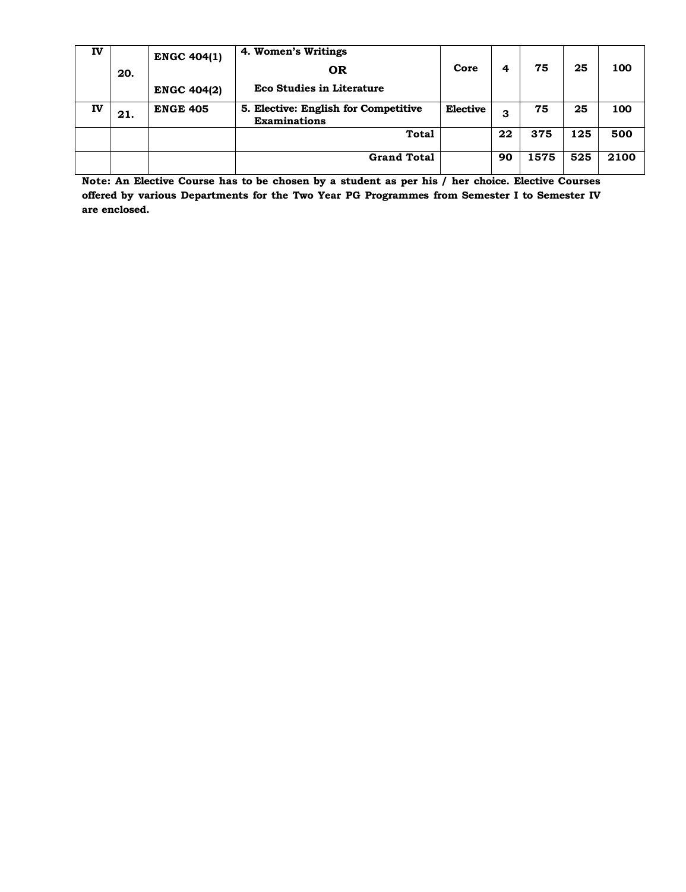| | | | | | | | | |
|---|---|---|---|---|---|---|---|---|
| **IV** | **20.** | **ENGC 404(1)**<br><br>**ENGC 404(2)** | **4. Women's Writings**<br>**OR**<br>**Eco Studies in Literature** | **Core** | **4** | **75** | **25** | **100** |
| **IV** | **21.** | **ENGE 405** | **5. Elective: English for Competitive Examinations** | **Elective** | **3** | **75** | **25** | **100** |
| | | | **Total** | | **22** | **375** | **125** | **500** |
| | | | **Grand Total** | | **90** | **1575** | **525** | **2100** |

**Note: An Elective Course has to be chosen by a student as per his / her choice. Elective Courses offered by various Departments for the Two Year PG Programmes from Semester I to Semester IV are enclosed.**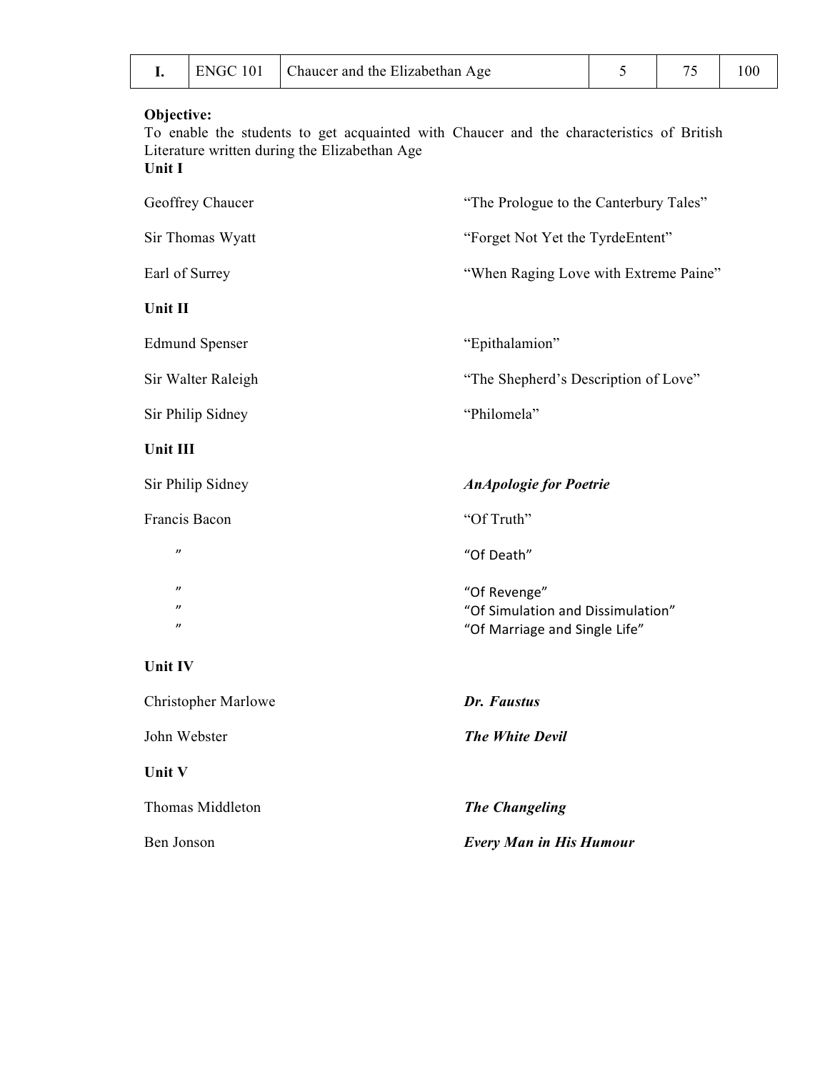| I. | ENGC 101 | Chaucer and the Elizabethan Age | 5 | 75 | 100 |
|---|---|---|---|---|---|

**Objective:**
To enable the students to get acquainted with Chaucer and the characteristics of British Literature written during the Elizabethan Age

**Unit I**

| | |
|---|---|
| Geoffrey Chaucer | "The Prologue to the Canterbury Tales" |
| Sir Thomas Wyatt | "Forget Not Yet the TyrdeEntent" |
| Earl of Surrey | "When Raging Love with Extreme Paine" |

**Unit II**

| | |
|---|---|
| Edmund Spenser | "Epithalamion" |
| Sir Walter Raleigh | "The Shepherd's Description of Love" |
| Sir Philip Sidney | "Philomela" |

**Unit III**

| | |
|---|---|
| Sir Philip Sidney | ***AnApologie for Poetrie*** |
| Francis Bacon | "Of Truth" |
| " | "Of Death" |
| " | "Of Revenge" |
| " | "Of Simulation and Dissimulation" |
| " | "Of Marriage and Single Life" |

**Unit IV**

| | |
|---|---|
| Christopher Marlowe | ***Dr. Faustus*** |
| John Webster | ***The White Devil*** |

**Unit V**

| | |
|---|---|
| Thomas Middleton | ***The Changeling*** |
| Ben Jonson | ***Every Man in His Humour*** |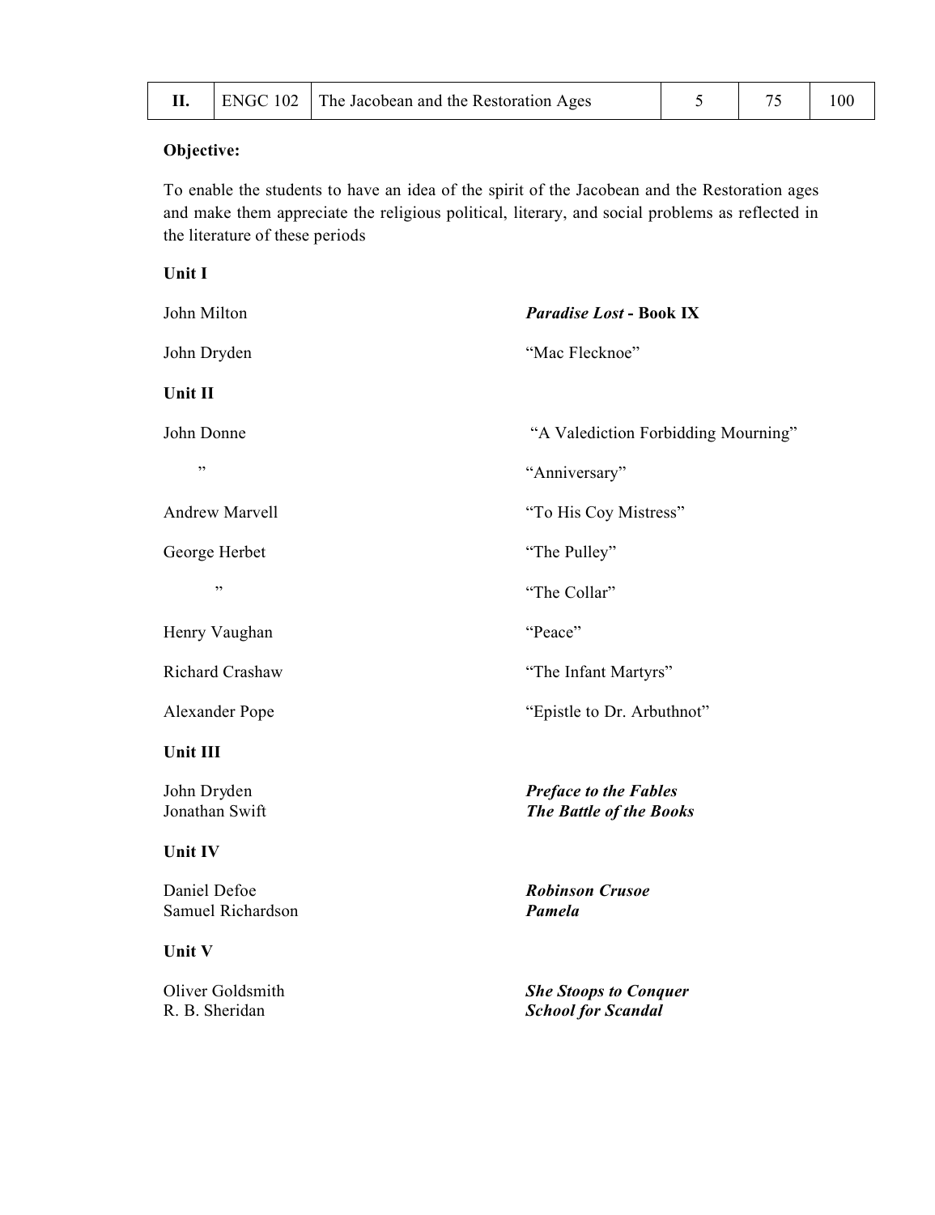| II. | ENGC 102 | The Jacobean and the Restoration Ages | 5 | 75 | 100 |
|---|---|---|---|---|---|

**Objective:**

To enable the students to have an idea of the spirit of the Jacobean and the Restoration ages and make them appreciate the religious political, literary, and social problems as reflected in the literature of these periods

**Unit I**

| | |
|---|---|
| John Milton | ***Paradise Lost* - Book IX** |
| John Dryden | "Mac Flecknoe" |

**Unit II**

| | |
|---|---|
| John Donne | "A Valediction Forbidding Mourning" |
| " | "Anniversary" |
| Andrew Marvell | "To His Coy Mistress" |
| George Herbet | "The Pulley" |
| " | "The Collar" |
| Henry Vaughan | "Peace" |
| Richard Crashaw | "The Infant Martyrs" |
| Alexander Pope | "Epistle to Dr. Arbuthnot" |

**Unit III**

| | |
|---|---|
| John Dryden | ***Preface to the Fables*** |
| Jonathan Swift | ***The Battle of the Books*** |

**Unit IV**

| | |
|---|---|
| Daniel Defoe | ***Robinson Crusoe*** |
| Samuel Richardson | ***Pamela*** |

**Unit V**

| | |
|---|---|
| Oliver Goldsmith | ***She Stoops to Conquer*** |
| R. B. Sheridan | ***School for Scandal*** |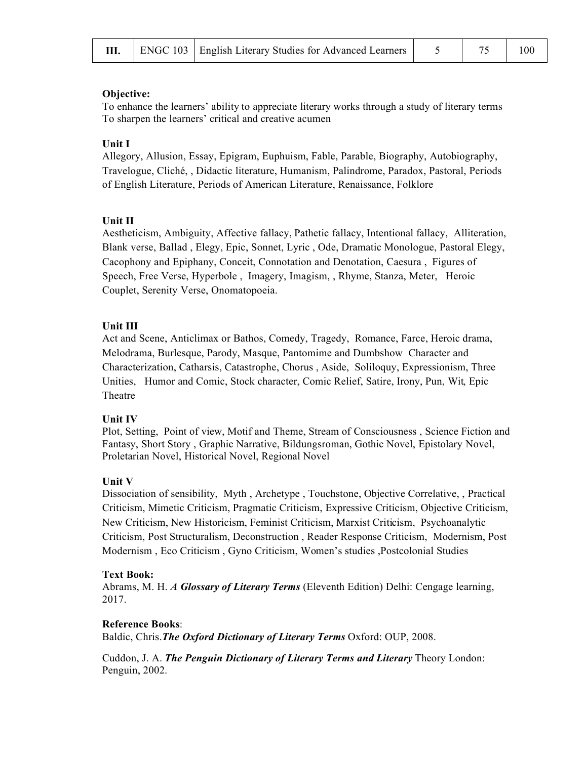| III. | ENGC 103 | English Literary Studies for Advanced Learners | 5 | 75 | 100 |
|---|---|---|---|---|---|

**Objective:**
To enhance the learners' ability to appreciate literary works through a study of literary terms
To sharpen the learners' critical and creative acumen

**Unit I**
Allegory, Allusion, Essay, Epigram, Euphuism, Fable, Parable, Biography, Autobiography, Travelogue, Cliché, , Didactic literature, Humanism, Palindrome, Paradox, Pastoral, Periods of English Literature, Periods of American Literature, Renaissance, Folklore

**Unit II**
Aestheticism, Ambiguity, Affective fallacy, Pathetic fallacy, Intentional fallacy, Alliteration, Blank verse, Ballad , Elegy, Epic, Sonnet, Lyric , Ode, Dramatic Monologue, Pastoral Elegy, Cacophony and Epiphany, Conceit, Connotation and Denotation, Caesura , Figures of Speech, Free Verse, Hyperbole , Imagery, Imagism, , Rhyme, Stanza, Meter, Heroic Couplet, Serenity Verse, Onomatopoeia.

**Unit III**
Act and Scene, Anticlimax or Bathos, Comedy, Tragedy, Romance, Farce, Heroic drama, Melodrama, Burlesque, Parody, Masque, Pantomime and Dumbshow Character and Characterization, Catharsis, Catastrophe, Chorus , Aside, Soliloquy, Expressionism, Three Unities, Humor and Comic, Stock character, Comic Relief, Satire, Irony, Pun, Wit, Epic Theatre

**Unit IV**
Plot, Setting, Point of view, Motif and Theme, Stream of Consciousness , Science Fiction and Fantasy, Short Story , Graphic Narrative, Bildungsroman, Gothic Novel, Epistolary Novel, Proletarian Novel, Historical Novel, Regional Novel

**Unit V**
Dissociation of sensibility, Myth , Archetype , Touchstone, Objective Correlative, , Practical Criticism, Mimetic Criticism, Pragmatic Criticism, Expressive Criticism, Objective Criticism, New Criticism, New Historicism, Feminist Criticism, Marxist Criticism, Psychoanalytic Criticism, Post Structuralism, Deconstruction , Reader Response Criticism, Modernism, Post Modernism , Eco Criticism , Gyno Criticism, Women's studies ,Postcolonial Studies

**Text Book:**
Abrams, M. H. ***A Glossary of Literary Terms*** (Eleventh Edition) Delhi: Cengage learning, 2017.

**Reference Books**:
Baldic, Chris.***The Oxford Dictionary of Literary Terms*** Oxford: OUP, 2008.

Cuddon, J. A. ***The Penguin Dictionary of Literary Terms and Literary*** Theory London: Penguin, 2002.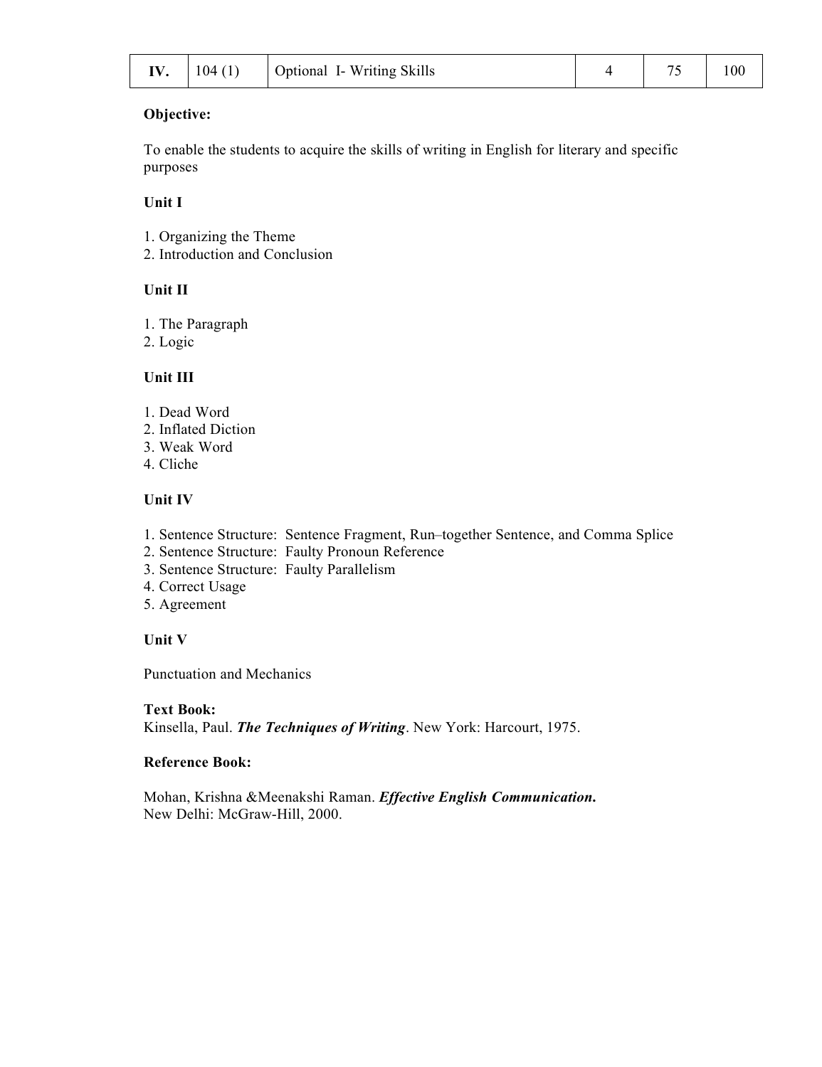| IV. | 104 (1) | Optional I- Writing Skills | 4 | 75 | 100 |
|---|---|---|---|---|---|

**Objective:**

To enable the students to acquire the skills of writing in English for literary and specific purposes

**Unit I**

1. Organizing the Theme
2. Introduction and Conclusion

**Unit II**

1. The Paragraph
2. Logic

**Unit III**

1. Dead Word
2. Inflated Diction
3. Weak Word
4. Cliche

**Unit IV**

1. Sentence Structure: Sentence Fragment, Run–together Sentence, and Comma Splice
2. Sentence Structure: Faulty Pronoun Reference
3. Sentence Structure: Faulty Parallelism
4. Correct Usage
5. Agreement

**Unit V**

Punctuation and Mechanics

**Text Book:**
Kinsella, Paul. ***The Techniques of Writing***. New York: Harcourt, 1975.

**Reference Book:**

Mohan, Krishna &Meenakshi Raman. ***Effective English Communication.***
New Delhi: McGraw-Hill, 2000.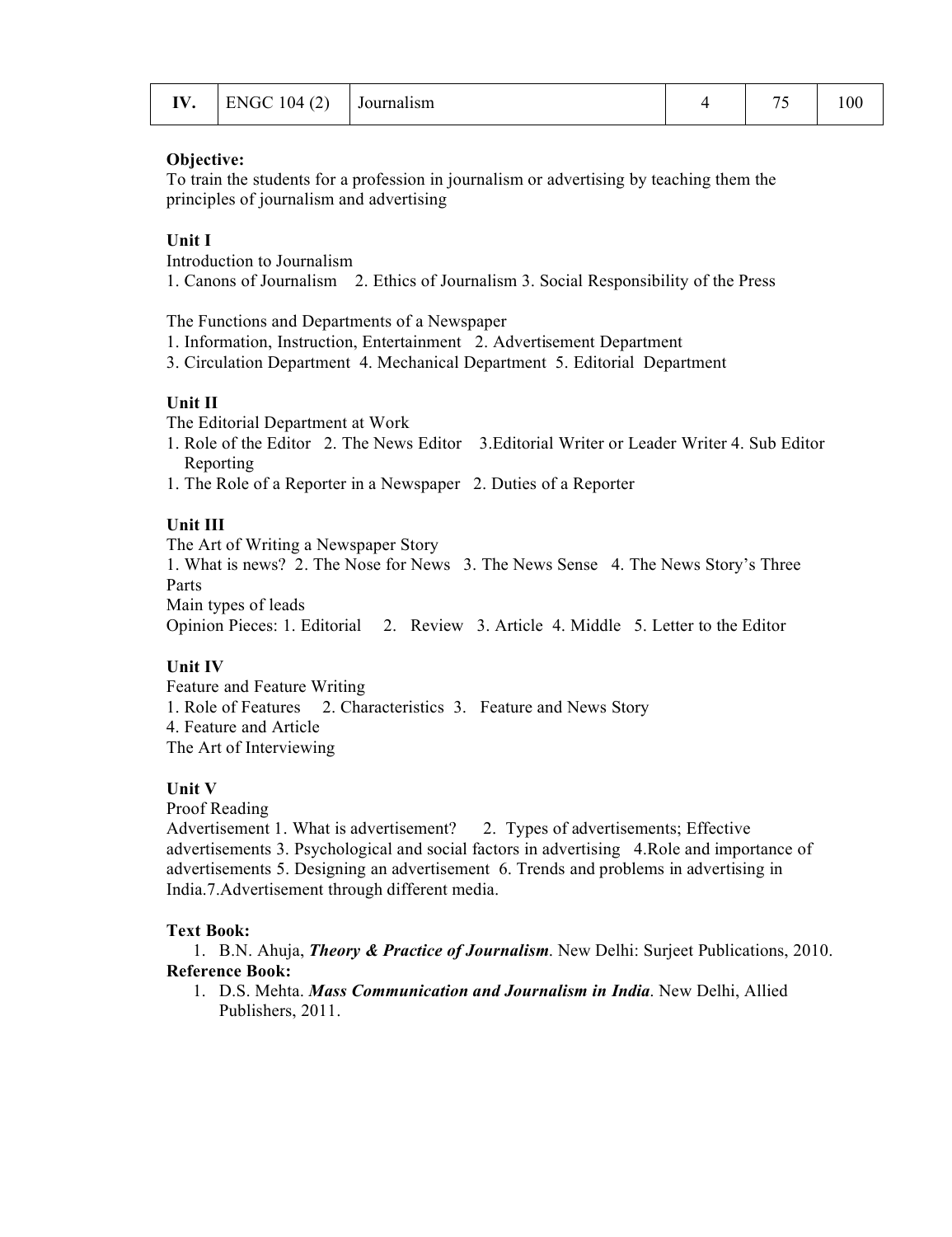| IV. | ENGC 104 (2) | Journalism | 4 | 75 | 100 |
|---|---|---|---|---|---|

**Objective:**
To train the students for a profession in journalism or advertising by teaching them the principles of journalism and advertising

**Unit I**
Introduction to Journalism
1. Canons of Journalism 2. Ethics of Journalism 3. Social Responsibility of the Press

The Functions and Departments of a Newspaper
1. Information, Instruction, Entertainment 2. Advertisement Department
3. Circulation Department 4. Mechanical Department 5. Editorial Department

**Unit II**
The Editorial Department at Work
1. Role of the Editor 2. The News Editor 3.Editorial Writer or Leader Writer 4. Sub Editor
Reporting
1. The Role of a Reporter in a Newspaper 2. Duties of a Reporter

**Unit III**
The Art of Writing a Newspaper Story
1. What is news? 2. The Nose for News 3. The News Sense 4. The News Story's Three Parts
Main types of leads
Opinion Pieces: 1. Editorial 2. Review 3. Article 4. Middle 5. Letter to the Editor

**Unit IV**
Feature and Feature Writing
1. Role of Features 2. Characteristics 3. Feature and News Story
4. Feature and Article
The Art of Interviewing

**Unit V**
Proof Reading
Advertisement 1. What is advertisement? 2. Types of advertisements; Effective advertisements 3. Psychological and social factors in advertising 4.Role and importance of advertisements 5. Designing an advertisement 6. Trends and problems in advertising in India.7.Advertisement through different media.

**Text Book:**
1. B.N. Ahuja, ***Theory & Practice of Journalism***. New Delhi: Surjeet Publications, 2010.

**Reference Book:**
1. D.S. Mehta. ***Mass Communication and Journalism in India***. New Delhi, Allied Publishers, 2011.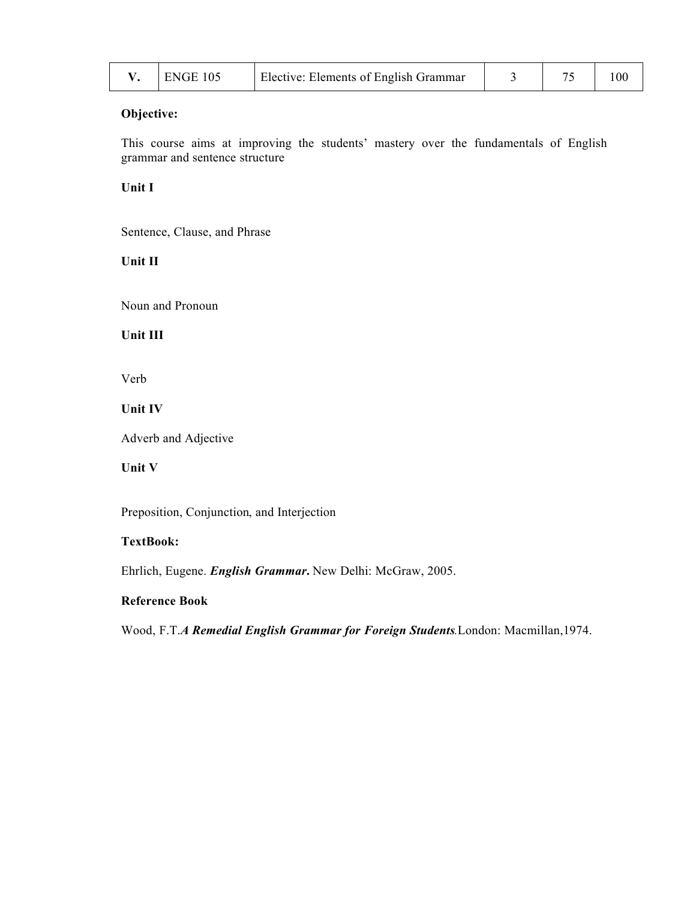| V. | ENGE 105 | Elective: Elements of English Grammar | 3 | 75 | 100 |
|---|---|---|---|---|---|

**Objective:**

This course aims at improving the students' mastery over the fundamentals of English grammar and sentence structure

**Unit I**

Sentence, Clause, and Phrase

**Unit II**

Noun and Pronoun

**Unit III**

Verb

**Unit IV**

Adverb and Adjective

**Unit V**

Preposition, Conjunction, and Interjection

**TextBook:**

Ehrlich, Eugene. ***English Grammar*.** New Delhi: McGraw, 2005.

**Reference Book**

Wood, F.T.***A Remedial English Grammar for Foreign Students***.London: Macmillan,1974.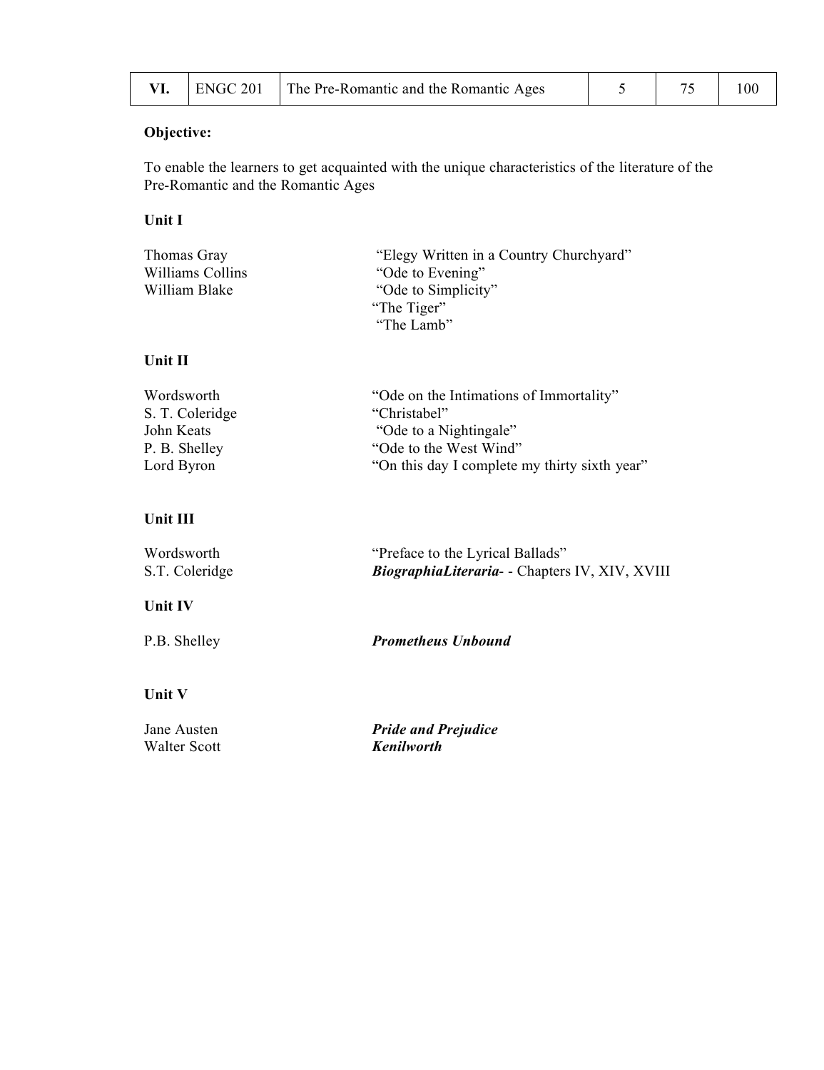| VI. | ENGC 201 | The Pre-Romantic and the Romantic Ages | 5 | 75 | 100 |
|---|---|---|---|---|---|

**Objective:**

To enable the learners to get acquainted with the unique characteristics of the literature of the Pre-Romantic and the Romantic Ages

**Unit I**

| | |
|---|---|
| Thomas Gray | "Elegy Written in a Country Churchyard" |
| Williams Collins | "Ode to Evening" |
| William Blake | "Ode to Simplicity" |
| | "The Tiger" |
| | "The Lamb" |

**Unit II**

| | |
|---|---|
| Wordsworth | "Ode on the Intimations of Immortality" |
| S. T. Coleridge | "Christabel" |
| John Keats | "Ode to a Nightingale" |
| P. B. Shelley | "Ode to the West Wind" |
| Lord Byron | "On this day I complete my thirty sixth year" |

**Unit III**

| | |
|---|---|
| Wordsworth | "Preface to the Lyrical Ballads" |
| S.T. Coleridge | ***BiographiaLiteraria***- - Chapters IV, XIV, XVIII |

**Unit IV**

| | |
|---|---|
| P.B. Shelley | ***Prometheus Unbound*** |

**Unit V**

| | |
|---|---|
| Jane Austen | ***Pride and Prejudice*** |
| Walter Scott | ***Kenilworth*** |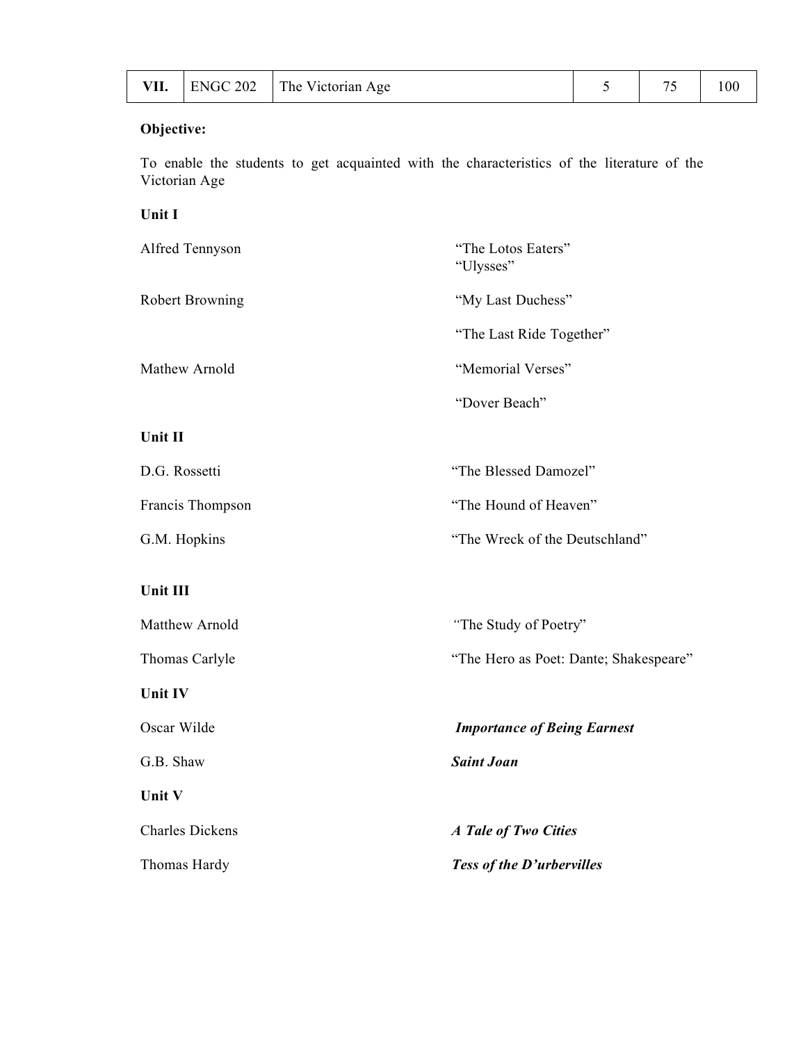| VII. | ENGC 202 | The Victorian Age | 5 | 75 | 100 |
|---|---|---|---|---|---|

**Objective:**

To enable the students to get acquainted with the characteristics of the literature of the Victorian Age

**Unit I**

| | |
|---|---|
| Alfred Tennyson | "The Lotos Eaters"<br>"Ulysses" |
| Robert Browning | "My Last Duchess" |
| | "The Last Ride Together" |
| Mathew Arnold | "Memorial Verses" |
| | "Dover Beach" |

**Unit II**

| | |
|---|---|
| D.G. Rossetti | "The Blessed Damozel" |
| Francis Thompson | "The Hound of Heaven" |
| G.M. Hopkins | "The Wreck of the Deutschland" |

**Unit III**

| | |
|---|---|
| Matthew Arnold | "The Study of Poetry" |
| Thomas Carlyle | "The Hero as Poet: Dante; Shakespeare" |

**Unit IV**

| | |
|---|---|
| Oscar Wilde | ***Importance of Being Earnest*** |
| G.B. Shaw | ***Saint Joan*** |

**Unit V**

| | |
|---|---|
| Charles Dickens | ***A Tale of Two Cities*** |
| Thomas Hardy | ***Tess of the D'urbervilles*** |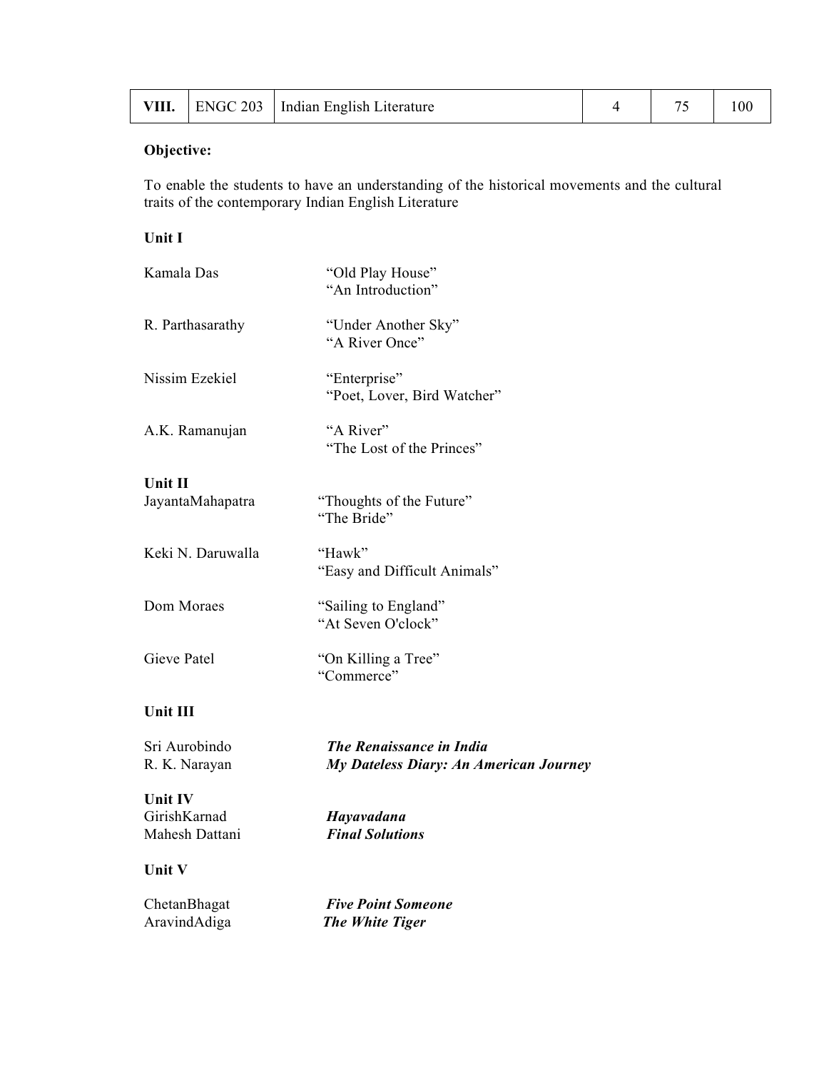| VIII. | ENGC 203 | Indian English Literature | 4 | 75 | 100 |
|---|---|---|---|---|---|

**Objective:**

To enable the students to have an understanding of the historical movements and the cultural traits of the contemporary Indian English Literature

**Unit I**

Kamala Das — "Old Play House"
"An Introduction"

R. Parthasarathy — "Under Another Sky"
"A River Once"

Nissim Ezekiel — "Enterprise"
"Poet, Lover, Bird Watcher"

A.K. Ramanujan — "A River"
"The Lost of the Princes"

**Unit II**

JayantaMahapatra — "Thoughts of the Future"
"The Bride"

Keki N. Daruwalla — "Hawk"
"Easy and Difficult Animals"

Dom Moraes — "Sailing to England"
"At Seven O'clock"

Gieve Patel — "On Killing a Tree"
"Commerce"

**Unit III**

Sri Aurobindo — ***The Renaissance in India***
R. K. Narayan — ***My Dateless Diary: An American Journey***

**Unit IV**

GirishKarnad — ***Hayavadana***
Mahesh Dattani — ***Final Solutions***

**Unit V**

ChetanBhagat — ***Five Point Someone***
AravindAdiga — ***The White Tiger***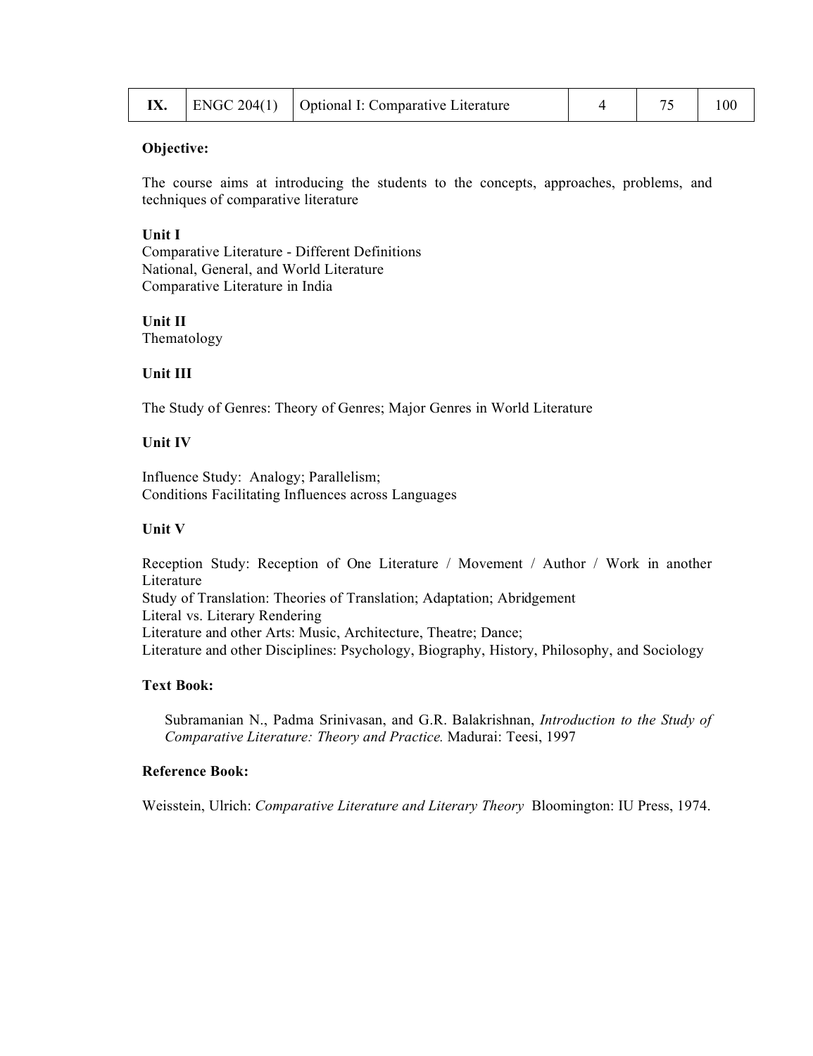| IX. | ENGC 204(1) | Optional I: Comparative Literature | 4 | 75 | 100 |
|---|---|---|---|---|---|

**Objective:**

The course aims at introducing the students to the concepts, approaches, problems, and techniques of comparative literature

**Unit I**
Comparative Literature - Different Definitions
National, General, and World Literature
Comparative Literature in India

**Unit II**
Thematology

**Unit III**

The Study of Genres: Theory of Genres; Major Genres in World Literature

**Unit IV**

Influence Study: Analogy; Parallelism;
Conditions Facilitating Influences across Languages

**Unit V**

Reception Study: Reception of One Literature / Movement / Author / Work in another Literature
Study of Translation: Theories of Translation; Adaptation; Abridgement
Literal vs. Literary Rendering
Literature and other Arts: Music, Architecture, Theatre; Dance;
Literature and other Disciplines: Psychology, Biography, History, Philosophy, and Sociology

**Text Book:**

Subramanian N., Padma Srinivasan, and G.R. Balakrishnan, *Introduction to the Study of Comparative Literature: Theory and Practice.* Madurai: Teesi, 1997

**Reference Book:**

Weisstein, Ulrich: *Comparative Literature and Literary Theory* Bloomington: IU Press, 1974.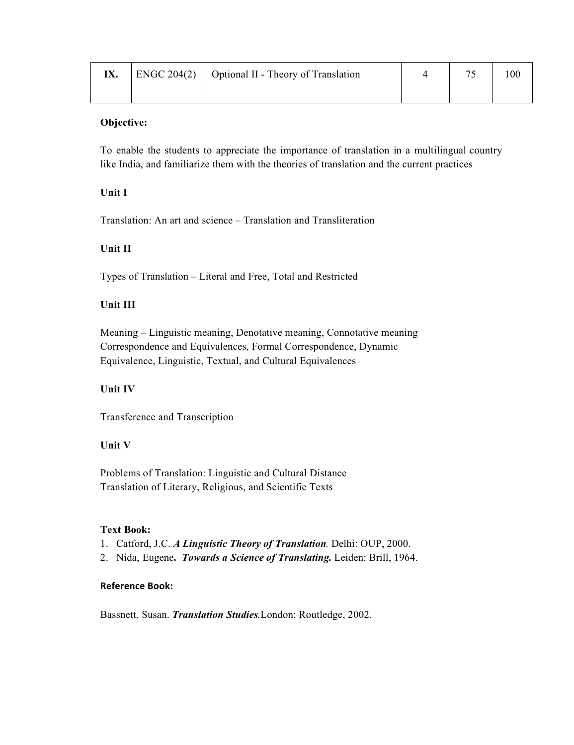| IX. | ENGC 204(2) | Optional II - Theory of Translation | 4 | 75 | 100 |
|---|---|---|---|---|---|

**Objective:**

To enable the students to appreciate the importance of translation in a multilingual country like India, and familiarize them with the theories of translation and the current practices

**Unit I**

Translation: An art and science – Translation and Transliteration

**Unit II**

Types of Translation – Literal and Free, Total and Restricted

**Unit III**

Meaning – Linguistic meaning, Denotative meaning, Connotative meaning
Correspondence and Equivalences, Formal Correspondence, Dynamic Equivalence, Linguistic, Textual, and Cultural Equivalences

**Unit IV**

Transference and Transcription

**Unit V**

Problems of Translation: Linguistic and Cultural Distance
Translation of Literary, Religious, and Scientific Texts

**Text Book:**

1. Catford, J.C. ***A Linguistic Theory of Translation**.* Delhi: OUP, 2000.
2. Nida, Eugene**. *Towards a Science of Translating.*** Leiden: Brill, 1964.

**Reference Book:**

Bassnett, Susan. ***Translation Studies**.*London: Routledge, 2002.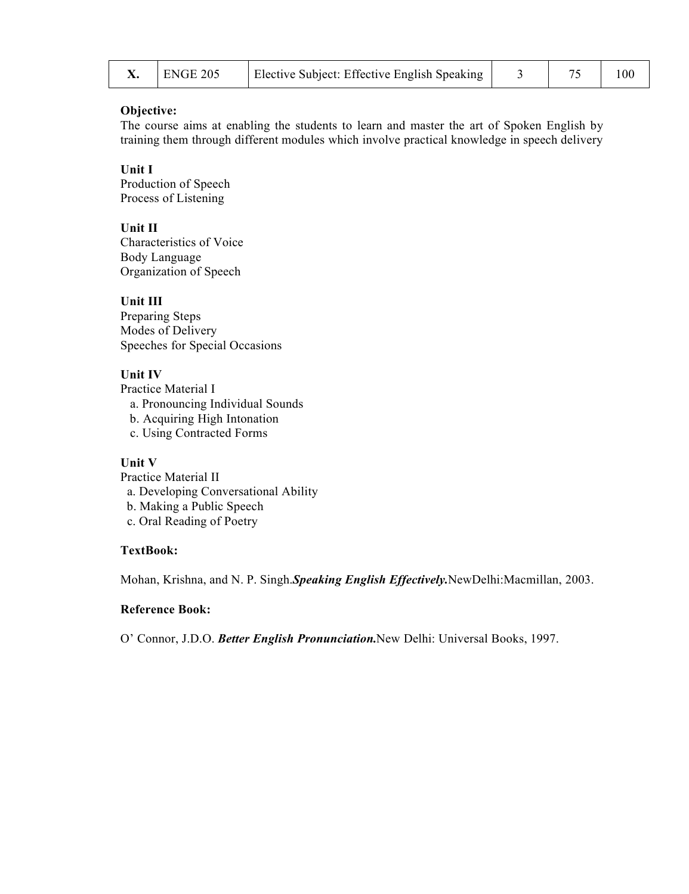| X. | ENGE 205 | Elective Subject: Effective English Speaking | 3 | 75 | 100 |
|---|---|---|---|---|---|

**Objective:**
The course aims at enabling the students to learn and master the art of Spoken English by training them through different modules which involve practical knowledge in speech delivery

**Unit I**
Production of Speech
Process of Listening

**Unit II**
Characteristics of Voice
Body Language
Organization of Speech

**Unit III**
Preparing Steps
Modes of Delivery
Speeches for Special Occasions

**Unit IV**
Practice Material I
a. Pronouncing Individual Sounds
b. Acquiring High Intonation
c. Using Contracted Forms

**Unit V**
Practice Material II
a. Developing Conversational Ability
b. Making a Public Speech
c. Oral Reading of Poetry

**TextBook:**

Mohan, Krishna, and N. P. Singh.***Speaking English Effectively.***NewDelhi:Macmillan, 2003.

**Reference Book:**

O' Connor, J.D.O. ***Better English Pronunciation.***New Delhi: Universal Books, 1997.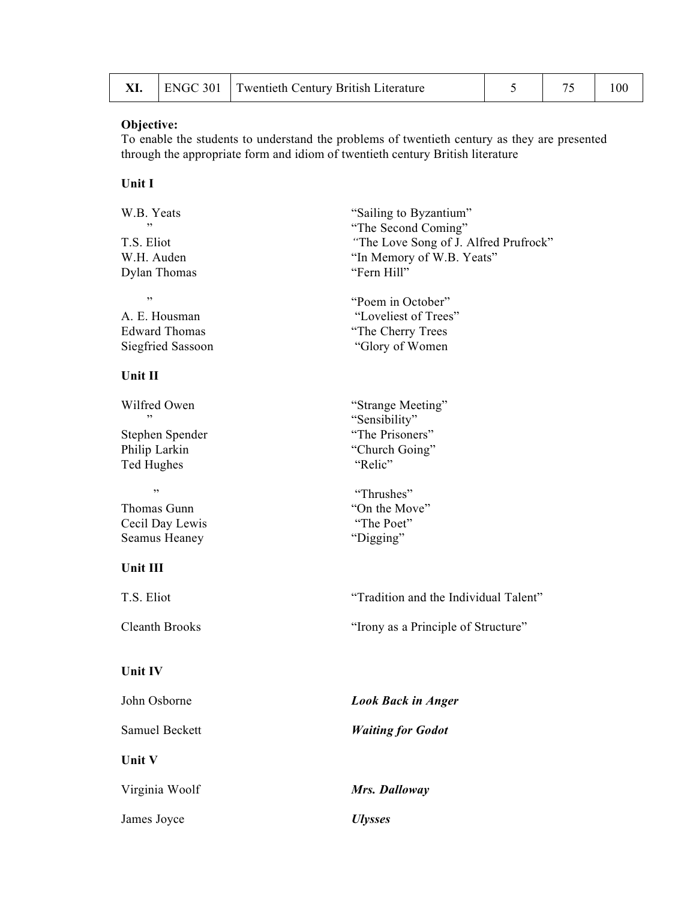| XI. | ENGC 301 | Twentieth Century British Literature | 5 | 75 | 100 |
|---|---|---|---|---|---|

**Objective:**
To enable the students to understand the problems of twentieth century as they are presented through the appropriate form and idiom of twentieth century British literature

**Unit I**

| | |
|---|---|
| W.B. Yeats | "Sailing to Byzantium" |
| " | "The Second Coming" |
| T.S. Eliot | "The Love Song of J. Alfred Prufrock" |
| W.H. Auden | "In Memory of W.B. Yeats" |
| Dylan Thomas | "Fern Hill" |
| " | "Poem in October" |
| A. E. Housman | "Loveliest of Trees" |
| Edward Thomas | "The Cherry Trees |
| Siegfried Sassoon | "Glory of Women |

**Unit II**

| | |
|---|---|
| Wilfred Owen | "Strange Meeting" |
| " | "Sensibility" |
| Stephen Spender | "The Prisoners" |
| Philip Larkin | "Church Going" |
| Ted Hughes | "Relic" |
| " | "Thrushes" |
| Thomas Gunn | "On the Move" |
| Cecil Day Lewis | "The Poet" |
| Seamus Heaney | "Digging" |

**Unit III**

| | |
|---|---|
| T.S. Eliot | "Tradition and the Individual Talent" |
| Cleanth Brooks | "Irony as a Principle of Structure" |

**Unit IV**

| | |
|---|---|
| John Osborne | ***Look Back in Anger*** |
| Samuel Beckett | ***Waiting for Godot*** |

**Unit V**

| | |
|---|---|
| Virginia Woolf | ***Mrs. Dalloway*** |
| James Joyce | ***Ulysses*** |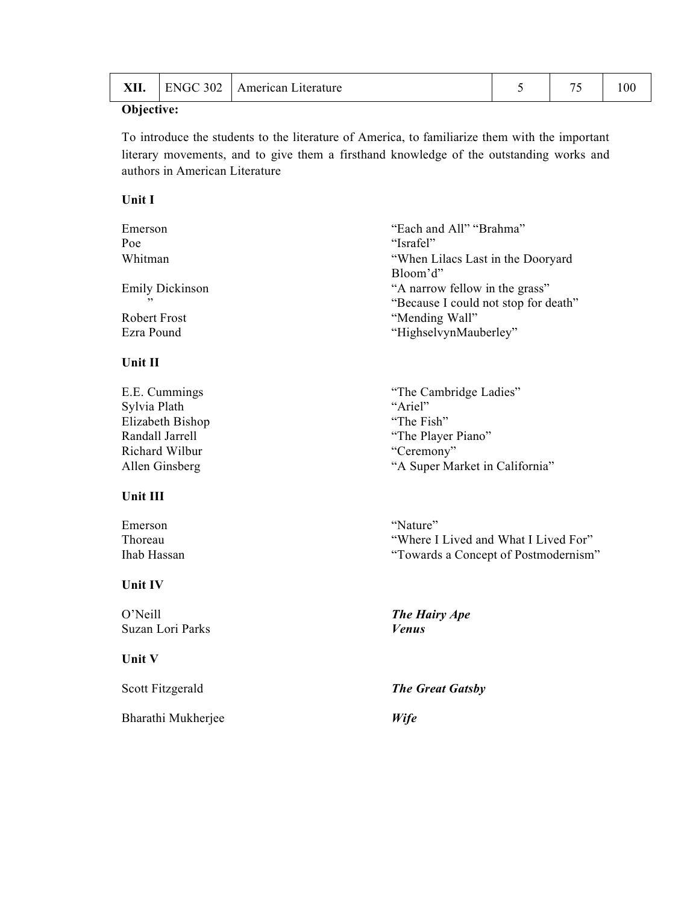| XII. | ENGC 302 | American Literature | 5 | 75 | 100 |
|---|---|---|---|---|---|

**Objective:**

To introduce the students to the literature of America, to familiarize them with the important literary movements, and to give them a firsthand knowledge of the outstanding works and authors in American Literature

**Unit I**

| | |
|---|---|
| Emerson | "Each and All" "Brahma" |
| Poe | "Israfel" |
| Whitman | "When Lilacs Last in the Dooryard Bloom'd" |
| Emily Dickinson | "A narrow fellow in the grass" |
| " | "Because I could not stop for death" |
| Robert Frost | "Mending Wall" |
| Ezra Pound | "HighselvynMauberley" |

**Unit II**

| | |
|---|---|
| E.E. Cummings | "The Cambridge Ladies" |
| Sylvia Plath | "Ariel" |
| Elizabeth Bishop | "The Fish" |
| Randall Jarrell | "The Player Piano" |
| Richard Wilbur | "Ceremony" |
| Allen Ginsberg | "A Super Market in California" |

**Unit III**

| | |
|---|---|
| Emerson | "Nature" |
| Thoreau | "Where I Lived and What I Lived For" |
| Ihab Hassan | "Towards a Concept of Postmodernism" |

**Unit IV**

| | |
|---|---|
| O'Neill | ***The Hairy Ape*** |
| Suzan Lori Parks | ***Venus*** |

**Unit V**

| | |
|---|---|
| Scott Fitzgerald | ***The Great Gatsby*** |
| Bharathi Mukherjee | ***Wife*** |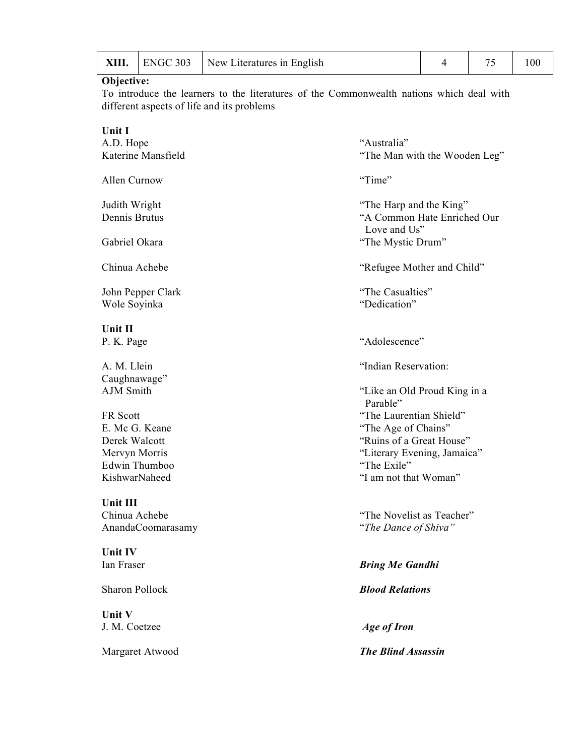| XIII. | ENGC 303 | New Literatures in English | 4 | 75 | 100 |
|---|---|---|---|---|---|

**Objective:**
To introduce the learners to the literatures of the Commonwealth nations which deal with different aspects of life and its problems

**Unit I**

| | |
|---|---|
| A.D. Hope | "Australia" |
| Katerine Mansfield | "The Man with the Wooden Leg" |
| Allen Curnow | "Time" |
| Judith Wright | "The Harp and the King" |
| Dennis Brutus | "A Common Hate Enriched Our Love and Us" |
| Gabriel Okara | "The Mystic Drum" |
| Chinua Achebe | "Refugee Mother and Child" |
| John Pepper Clark | "The Casualties" |
| Wole Soyinka | "Dedication" |

**Unit II**

| | |
|---|---|
| P. K. Page | "Adolescence" |
| A. M. Llein | "Indian Reservation: Caughnawage" |
| AJM Smith | "Like an Old Proud King in a Parable" |
| FR Scott | "The Laurentian Shield" |
| E. Mc G. Keane | "The Age of Chains" |
| Derek Walcott | "Ruins of a Great House" |
| Mervyn Morris | "Literary Evening, Jamaica" |
| Edwin Thumboo | "The Exile" |
| KishwarNaheed | "I am not that Woman" |

**Unit III**

| | |
|---|---|
| Chinua Achebe | "The Novelist as Teacher" |
| AnandaCoomarasamy | "*The Dance of Shiva*" |

**Unit IV**

| | |
|---|---|
| Ian Fraser | ***Bring Me Gandhi*** |
| Sharon Pollock | ***Blood Relations*** |

**Unit V**

| | |
|---|---|
| J. M. Coetzee | ***Age of Iron*** |
| Margaret Atwood | ***The Blind Assassin*** |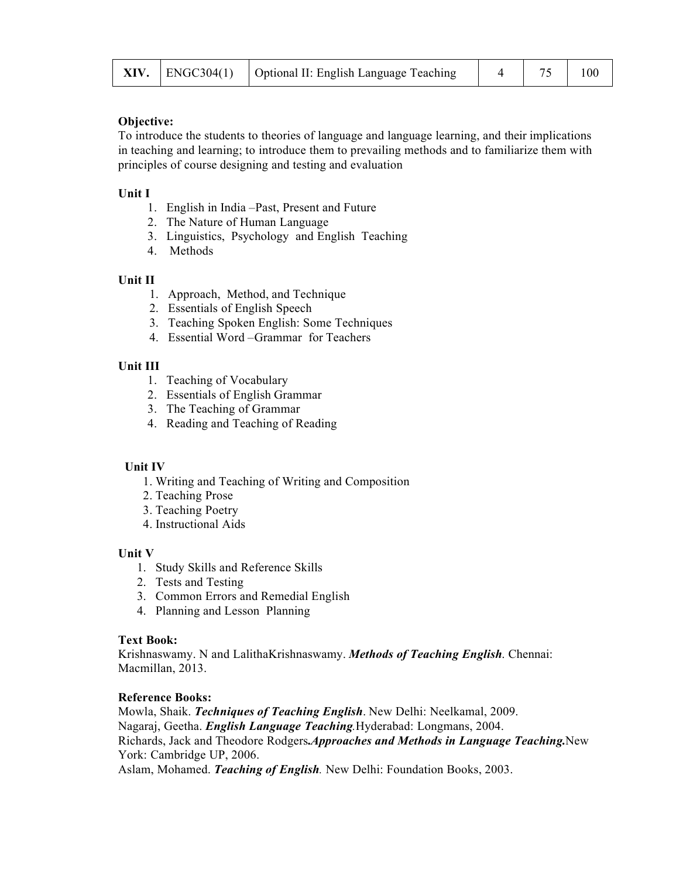| XIV. | ENGC304(1) | Optional II: English Language Teaching | 4 | 75 | 100 |
|---|---|---|---|---|---|

**Objective:**
To introduce the students to theories of language and language learning, and their implications in teaching and learning; to introduce them to prevailing methods and to familiarize them with principles of course designing and testing and evaluation

**Unit I**

1. English in India –Past, Present and Future
2. The Nature of Human Language
3. Linguistics, Psychology and English Teaching
4. Methods

**Unit II**

1. Approach, Method, and Technique
2. Essentials of English Speech
3. Teaching Spoken English: Some Techniques
4. Essential Word –Grammar for Teachers

**Unit III**

1. Teaching of Vocabulary
2. Essentials of English Grammar
3. The Teaching of Grammar
4. Reading and Teaching of Reading

**Unit IV**

1. Writing and Teaching of Writing and Composition
2. Teaching Prose
3. Teaching Poetry
4. Instructional Aids

**Unit V**

1. Study Skills and Reference Skills
2. Tests and Testing
3. Common Errors and Remedial English
4. Planning and Lesson Planning

**Text Book:**
Krishnaswamy. N and LalithaKrishnaswamy. ***Methods of Teaching English***. Chennai: Macmillan, 2013.

**Reference Books:**
Mowla, Shaik. ***Techniques of Teaching English***. New Delhi: Neelkamal, 2009.
Nagaraj, Geetha. ***English Language Teaching***.Hyderabad: Longmans, 2004.
Richards, Jack and Theodore Rodgers***.Approaches and Methods in Language Teaching.***New York: Cambridge UP, 2006.
Aslam, Mohamed. ***Teaching of English***. New Delhi: Foundation Books, 2003.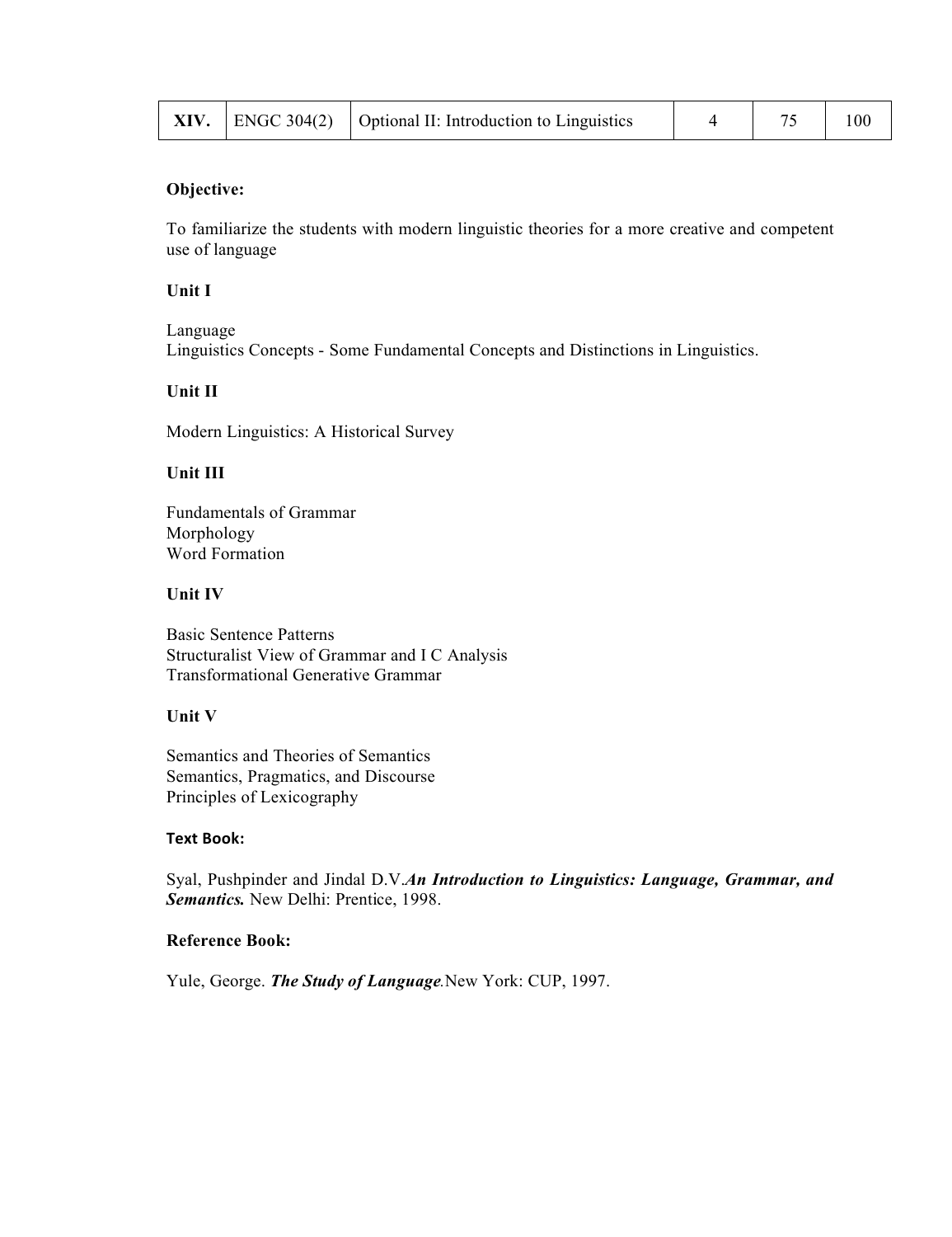| XIV. | ENGC 304(2) | Optional II: Introduction to Linguistics | 4 | 75 | 100 |
| --- | --- | --- | --- | --- | --- |

**Objective:**

To familiarize the students with modern linguistic theories for a more creative and competent use of language

**Unit I**

Language
Linguistics Concepts - Some Fundamental Concepts and Distinctions in Linguistics.

**Unit II**

Modern Linguistics: A Historical Survey

**Unit III**

Fundamentals of Grammar
Morphology
Word Formation

**Unit IV**

Basic Sentence Patterns
Structuralist View of Grammar and I C Analysis
Transformational Generative Grammar

**Unit V**

Semantics and Theories of Semantics
Semantics, Pragmatics, and Discourse
Principles of Lexicography

**Text Book:**

Syal, Pushpinder and Jindal D.V.***An Introduction to Linguistics: Language, Grammar, and Semantics.*** New Delhi: Prentice, 1998.

**Reference Book:**

Yule, George. ***The Study of Language***.New York: CUP, 1997.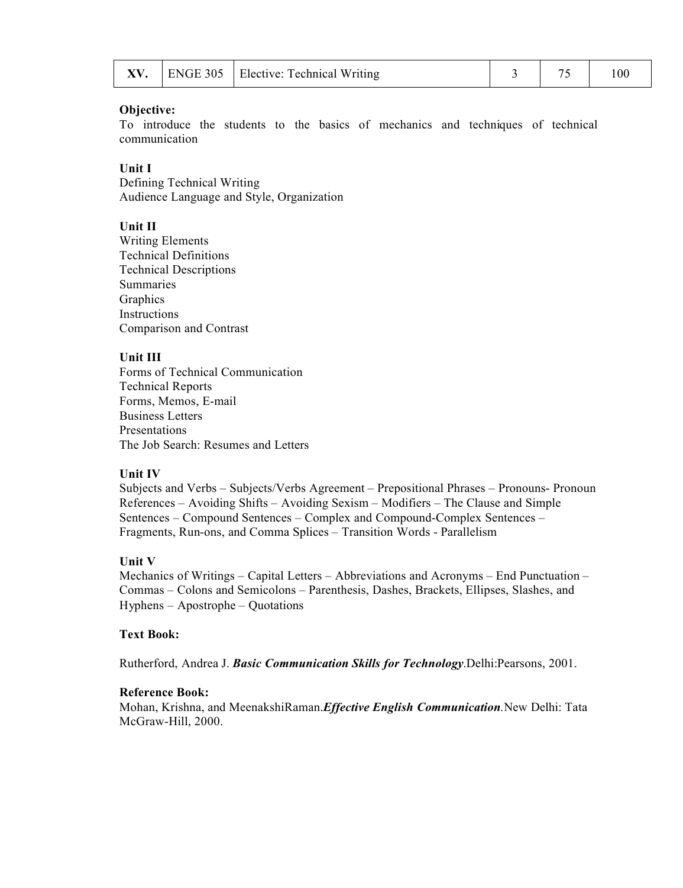| XV. | ENGE 305 | Elective: Technical Writing | 3 | 75 | 100 |
| --- | --- | --- | --- | --- | --- |

**Objective:**
To introduce the students to the basics of mechanics and techniques of technical communication

**Unit I**
Defining Technical Writing
Audience Language and Style, Organization

**Unit II**
Writing Elements
Technical Definitions
Technical Descriptions
Summaries
Graphics
Instructions
Comparison and Contrast

**Unit III**
Forms of Technical Communication
Technical Reports
Forms, Memos, E-mail
Business Letters
Presentations
The Job Search: Resumes and Letters

**Unit IV**
Subjects and Verbs – Subjects/Verbs Agreement – Prepositional Phrases – Pronouns- Pronoun References – Avoiding Shifts – Avoiding Sexism – Modifiers – The Clause and Simple Sentences – Compound Sentences – Complex and Compound-Complex Sentences – Fragments, Run-ons, and Comma Splices – Transition Words - Parallelism

**Unit V**
Mechanics of Writings – Capital Letters – Abbreviations and Acronyms – End Punctuation – Commas – Colons and Semicolons – Parenthesis, Dashes, Brackets, Ellipses, Slashes, and Hyphens – Apostrophe – Quotations

**Text Book:**

Rutherford, Andrea J. ***Basic Communication Skills for Technology***.Delhi:Pearsons, 2001.

**Reference Book:**
Mohan, Krishna, and MeenakshiRaman.***Effective English Communication***.New Delhi: Tata McGraw-Hill, 2000.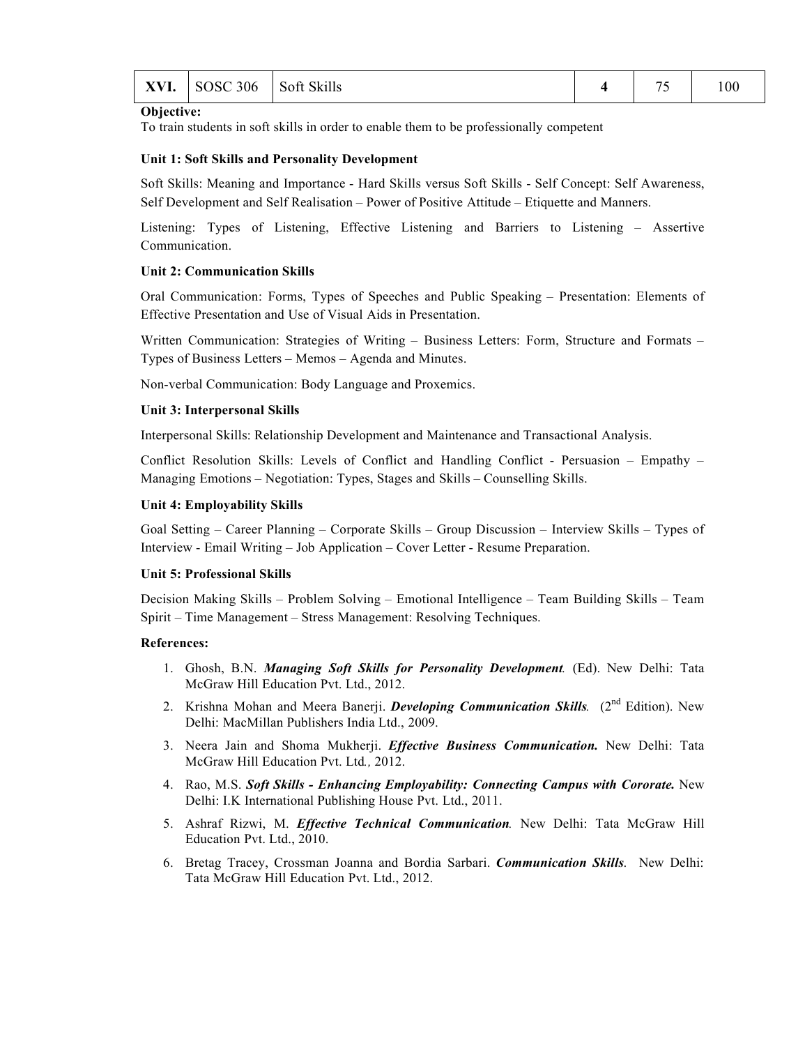| XVI. | SOSC 306 | Soft Skills | **4** | 75 | 100 |
|---|---|---|---|---|---|

**Objective:**

To train students in soft skills in order to enable them to be professionally competent

**Unit 1: Soft Skills and Personality Development**

Soft Skills: Meaning and Importance - Hard Skills versus Soft Skills - Self Concept: Self Awareness, Self Development and Self Realisation – Power of Positive Attitude – Etiquette and Manners.

Listening: Types of Listening, Effective Listening and Barriers to Listening – Assertive Communication.

**Unit 2: Communication Skills**

Oral Communication: Forms, Types of Speeches and Public Speaking – Presentation: Elements of Effective Presentation and Use of Visual Aids in Presentation.

Written Communication: Strategies of Writing – Business Letters: Form, Structure and Formats – Types of Business Letters – Memos – Agenda and Minutes.

Non-verbal Communication: Body Language and Proxemics.

**Unit 3: Interpersonal Skills**

Interpersonal Skills: Relationship Development and Maintenance and Transactional Analysis.

Conflict Resolution Skills: Levels of Conflict and Handling Conflict - Persuasion – Empathy – Managing Emotions – Negotiation: Types, Stages and Skills – Counselling Skills.

**Unit 4: Employability Skills**

Goal Setting – Career Planning – Corporate Skills – Group Discussion – Interview Skills – Types of Interview - Email Writing – Job Application – Cover Letter - Resume Preparation.

**Unit 5: Professional Skills**

Decision Making Skills – Problem Solving – Emotional Intelligence – Team Building Skills – Team Spirit – Time Management – Stress Management: Resolving Techniques.

**References:**

1. Ghosh, B.N. ***Managing Soft Skills for Personality Development***. (Ed). New Delhi: Tata McGraw Hill Education Pvt. Ltd., 2012.
2. Krishna Mohan and Meera Banerji. ***Developing Communication Skills***. (2nd Edition). New Delhi: MacMillan Publishers India Ltd., 2009.
3. Neera Jain and Shoma Mukherji. ***Effective Business Communication.*** New Delhi: Tata McGraw Hill Education Pvt. Ltd*.*, 2012.
4. Rao, M.S. ***Soft Skills - Enhancing Employability: Connecting Campus with Cororate.*** New Delhi: I.K International Publishing House Pvt. Ltd., 2011.
5. Ashraf Rizwi, M. ***Effective Technical Communication***. New Delhi: Tata McGraw Hill Education Pvt. Ltd., 2010.
6. Bretag Tracey, Crossman Joanna and Bordia Sarbari. ***Communication Skills***. New Delhi: Tata McGraw Hill Education Pvt. Ltd., 2012.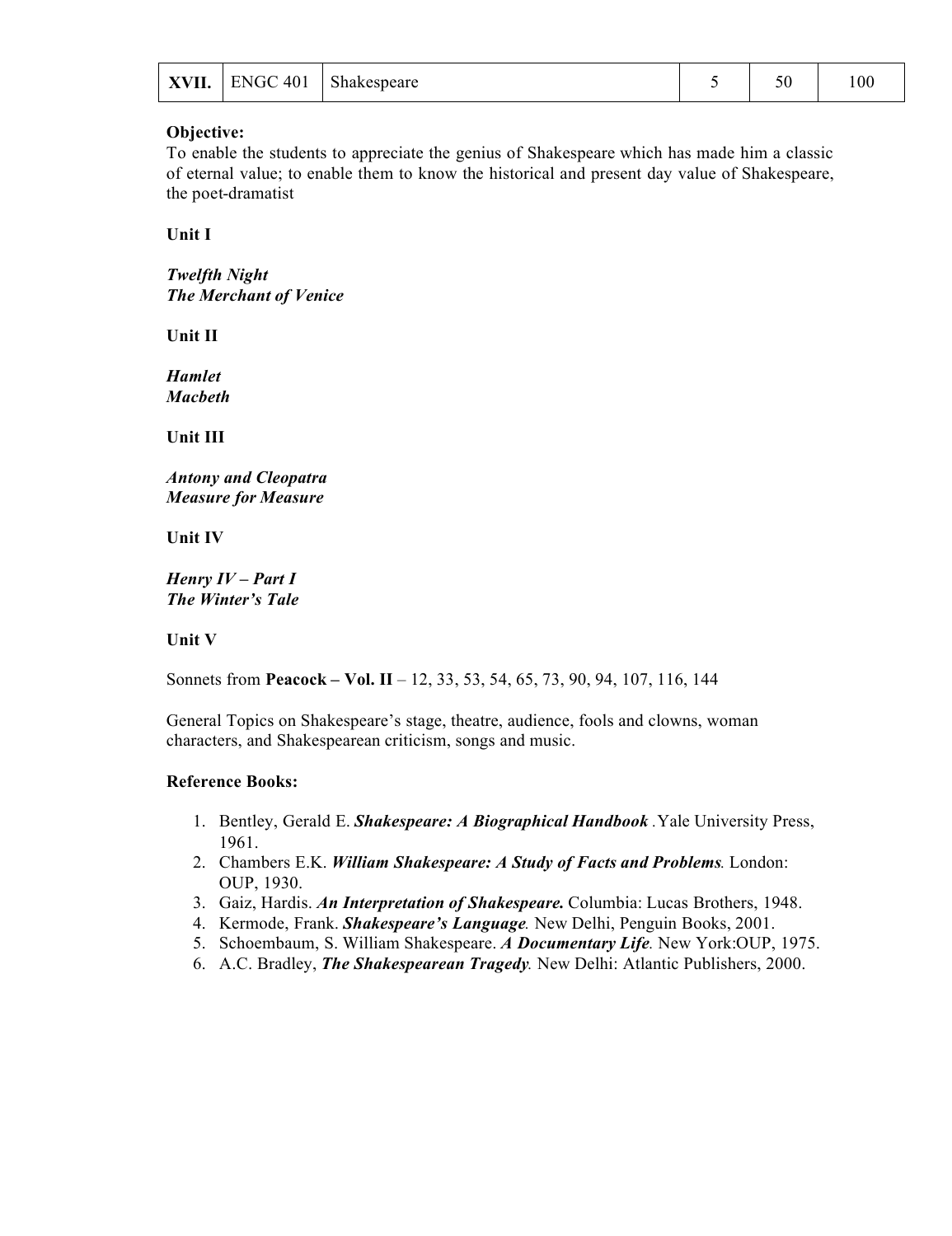| XVII. | ENGC 401 | Shakespeare | 5 | 50 | 100 |
|---|---|---|---|---|---|

**Objective:**
To enable the students to appreciate the genius of Shakespeare which has made him a classic of eternal value; to enable them to know the historical and present day value of Shakespeare, the poet-dramatist

**Unit I**

***Twelfth Night***
***The Merchant of Venice***

**Unit II**

***Hamlet***
***Macbeth***

**Unit III**

***Antony and Cleopatra***
***Measure for Measure***

**Unit IV**

***Henry IV – Part I***
***The Winter's Tale***

**Unit V**

Sonnets from **Peacock – Vol. II** – 12, 33, 53, 54, 65, 73, 90, 94, 107, 116, 144

General Topics on Shakespeare's stage, theatre, audience, fools and clowns, woman characters, and Shakespearean criticism, songs and music.

**Reference Books:**

1. Bentley, Gerald E. ***Shakespeare: A Biographical Handbook*** .Yale University Press, 1961.
2. Chambers E.K. ***William Shakespeare: A Study of Facts and Problems****.* London: OUP, 1930.
3. Gaiz, Hardis. ***An Interpretation of Shakespeare.*** Columbia: Lucas Brothers, 1948.
4. Kermode, Frank. ***Shakespeare's Language****.* New Delhi, Penguin Books, 2001.
5. Schoembaum, S. William Shakespeare. ***A Documentary Life****.* New York:OUP, 1975.
6. A.C. Bradley, ***The Shakespearean Tragedy****.* New Delhi: Atlantic Publishers, 2000.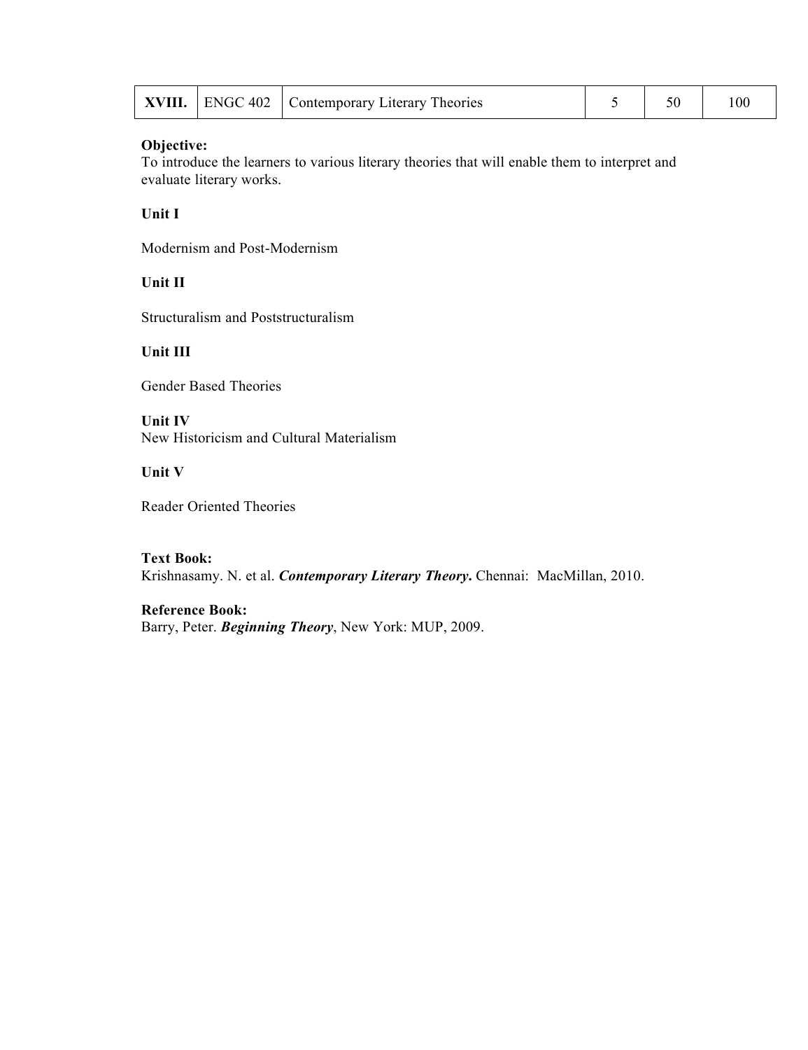| XVIII. | ENGC 402 | Contemporary Literary Theories | 5 | 50 | 100 |
|---|---|---|---|---|---|

**Objective:**
To introduce the learners to various literary theories that will enable them to interpret and evaluate literary works.

**Unit I**

Modernism and Post-Modernism

**Unit II**

Structuralism and Poststructuralism

**Unit III**

Gender Based Theories

**Unit IV**
New Historicism and Cultural Materialism

**Unit V**

Reader Oriented Theories

**Text Book:**
Krishnasamy. N. et al. ***Contemporary Literary Theory*.** Chennai: MacMillan, 2010.

**Reference Book:**
Barry, Peter. ***Beginning Theory***, New York: MUP, 2009.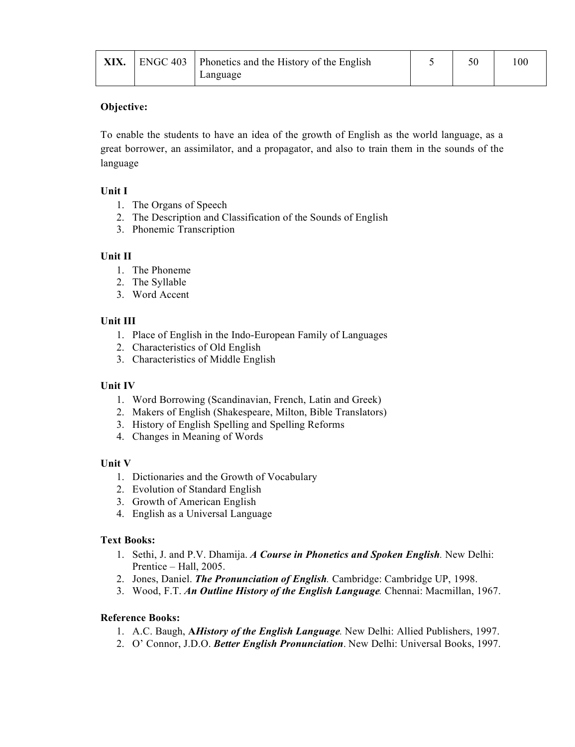| XIX. | ENGC 403 | Phonetics and the History of the English Language | 5 | 50 | 100 |
|---|---|---|---|---|---|

**Objective:**

To enable the students to have an idea of the growth of English as the world language, as a great borrower, an assimilator, and a propagator, and also to train them in the sounds of the language

**Unit I**

1. The Organs of Speech
2. The Description and Classification of the Sounds of English
3. Phonemic Transcription

**Unit II**

1. The Phoneme
2. The Syllable
3. Word Accent

**Unit III**

1. Place of English in the Indo-European Family of Languages
2. Characteristics of Old English
3. Characteristics of Middle English

**Unit IV**

1. Word Borrowing (Scandinavian, French, Latin and Greek)
2. Makers of English (Shakespeare, Milton, Bible Translators)
3. History of English Spelling and Spelling Reforms
4. Changes in Meaning of Words

**Unit V**

1. Dictionaries and the Growth of Vocabulary
2. Evolution of Standard English
3. Growth of American English
4. English as a Universal Language

**Text Books:**

1. Sethi, J. and P.V. Dhamija. ***A Course in Phonetics and Spoken English***. New Delhi: Prentice – Hall, 2005.
2. Jones, Daniel. ***The Pronunciation of English.*** Cambridge: Cambridge UP, 1998.
3. Wood, F.T. ***An Outline History of the English Language.*** Chennai: Macmillan, 1967.

**Reference Books:**

1. A.C. Baugh, **A*History of the English Language***. New Delhi: Allied Publishers, 1997.
2. O' Connor, J.D.O. ***Better English Pronunciation***. New Delhi: Universal Books, 1997.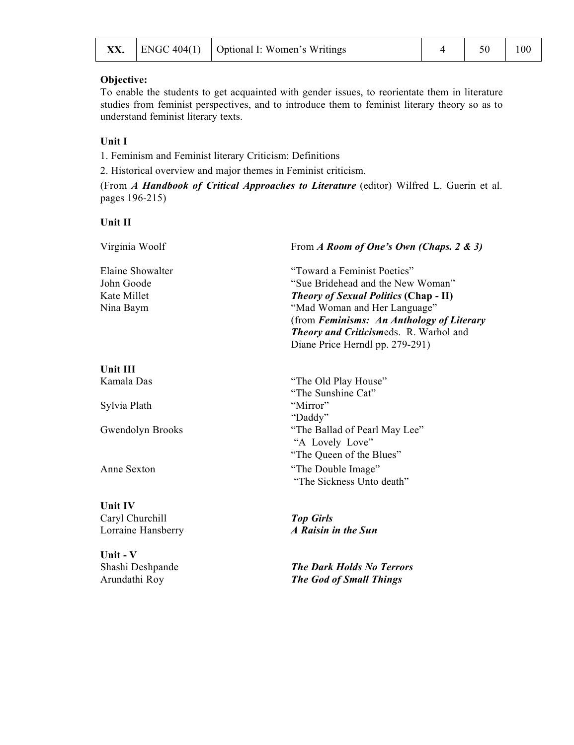| XX. | ENGC 404(1) | Optional I: Women's Writings | 4 | 50 | 100 |
|---|---|---|---|---|---|

**Objective:**
To enable the students to get acquainted with gender issues, to reorientate them in literature studies from feminist perspectives, and to introduce them to feminist literary theory so as to understand feminist literary texts.

**Unit I**

1. Feminism and Feminist literary Criticism: Definitions
2. Historical overview and major themes in Feminist criticism.

(From ***A Handbook of Critical Approaches to Literature*** (editor) Wilfred L. Guerin et al. pages 196-215)

**Unit II**

Virginia Woolf — From ***A Room of One's Own (Chaps. 2 & 3)***

Elaine Showalter — "Toward a Feminist Poetics"
John Goode — "Sue Bridehead and the New Woman"
Kate Millet — ***Theory of Sexual Politics*** **(Chap - II)**
Nina Baym — "Mad Woman and Her Language"
(from ***Feminisms: An Anthology of Literary Theory and Criticism***eds. R. Warhol and Diane Price Herndl pp. 279-291)

**Unit III**

Kamala Das — "The Old Play House"
"The Sunshine Cat"
Sylvia Plath — "Mirror"
"Daddy"
Gwendolyn Brooks — "The Ballad of Pearl May Lee"
"A Lovely Love"
"The Queen of the Blues"
Anne Sexton — "The Double Image"
"The Sickness Unto death"

**Unit IV**

Caryl Churchill — ***Top Girls***
Lorraine Hansberry — ***A Raisin in the Sun***

**Unit - V**

Shashi Deshpande — ***The Dark Holds No Terrors***
Arundathi Roy — ***The God of Small Things***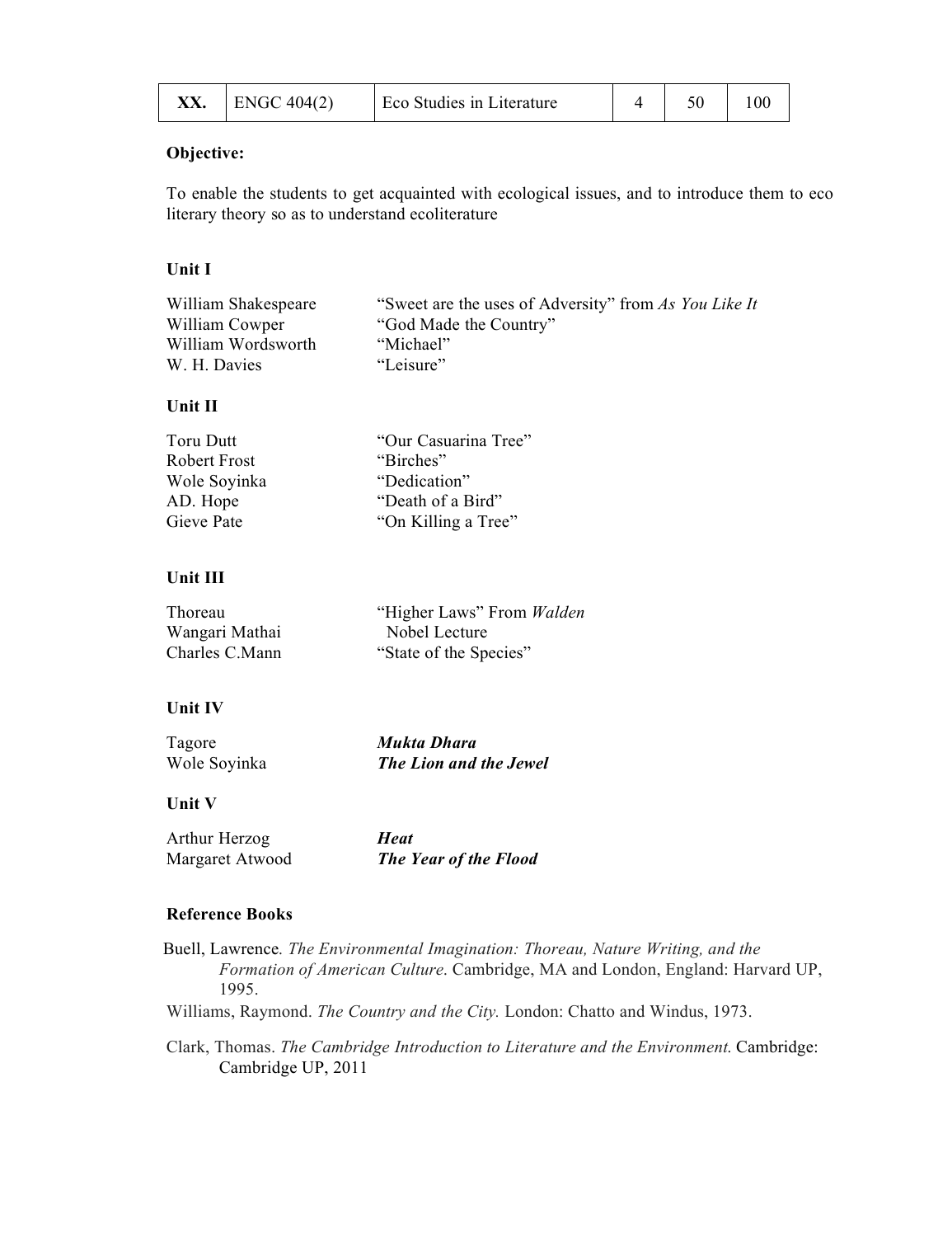| XX. | ENGC 404(2) | Eco Studies in Literature | 4 | 50 | 100 |
|---|---|---|---|---|---|

**Objective:**

To enable the students to get acquainted with ecological issues, and to introduce them to eco literary theory so as to understand ecoliterature

**Unit I**

| | |
|---|---|
| William Shakespeare | "Sweet are the uses of Adversity" from *As You Like It* |
| William Cowper | "God Made the Country" |
| William Wordsworth | "Michael" |
| W. H. Davies | "Leisure" |

**Unit II**

| | |
|---|---|
| Toru Dutt | "Our Casuarina Tree" |
| Robert Frost | "Birches" |
| Wole Soyinka | "Dedication" |
| AD. Hope | "Death of a Bird" |
| Gieve Pate | "On Killing a Tree" |

**Unit III**

| | |
|---|---|
| Thoreau | "Higher Laws" From *Walden* |
| Wangari Mathai | Nobel Lecture |
| Charles C.Mann | "State of the Species" |

**Unit IV**

| | |
|---|---|
| Tagore | ***Mukta Dhara*** |
| Wole Soyinka | ***The Lion and the Jewel*** |

**Unit V**

| | |
|---|---|
| Arthur Herzog | ***Heat*** |
| Margaret Atwood | ***The Year of the Flood*** |

**Reference Books**

Buell, Lawrence. *The Environmental Imagination: Thoreau, Nature Writing, and the Formation of American Culture*. Cambridge, MA and London, England: Harvard UP, 1995.

Williams, Raymond. *The Country and the City.* London: Chatto and Windus, 1973.

Clark, Thomas. *The Cambridge Introduction to Literature and the Environment*. Cambridge: Cambridge UP, 2011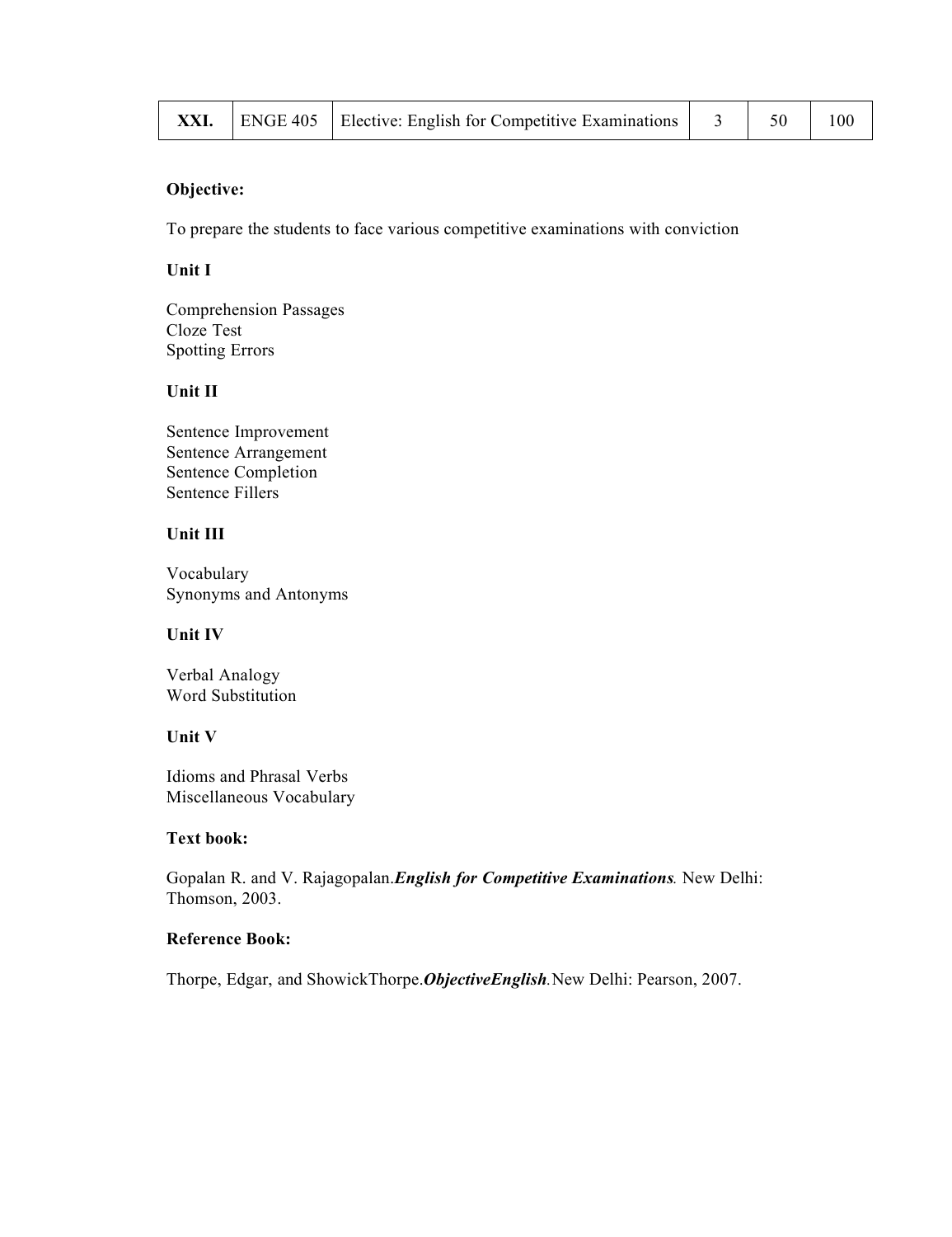| | | | | | |
|---|---|---|---|---|---|
| **XXI.** | ENGE 405 | Elective: English for Competitive Examinations | 3 | 50 | 100 |

**Objective:**

To prepare the students to face various competitive examinations with conviction

**Unit I**

Comprehension Passages
Cloze Test
Spotting Errors

**Unit II**

Sentence Improvement
Sentence Arrangement
Sentence Completion
Sentence Fillers

**Unit III**

Vocabulary
Synonyms and Antonyms

**Unit IV**

Verbal Analogy
Word Substitution

**Unit V**

Idioms and Phrasal Verbs
Miscellaneous Vocabulary

**Text book:**

Gopalan R. and V. Rajagopalan.***English for Competitive Examinations***. New Delhi: Thomson, 2003.

**Reference Book:**

Thorpe, Edgar, and ShowickThorpe.***ObjectiveEnglish***.New Delhi: Pearson, 2007.